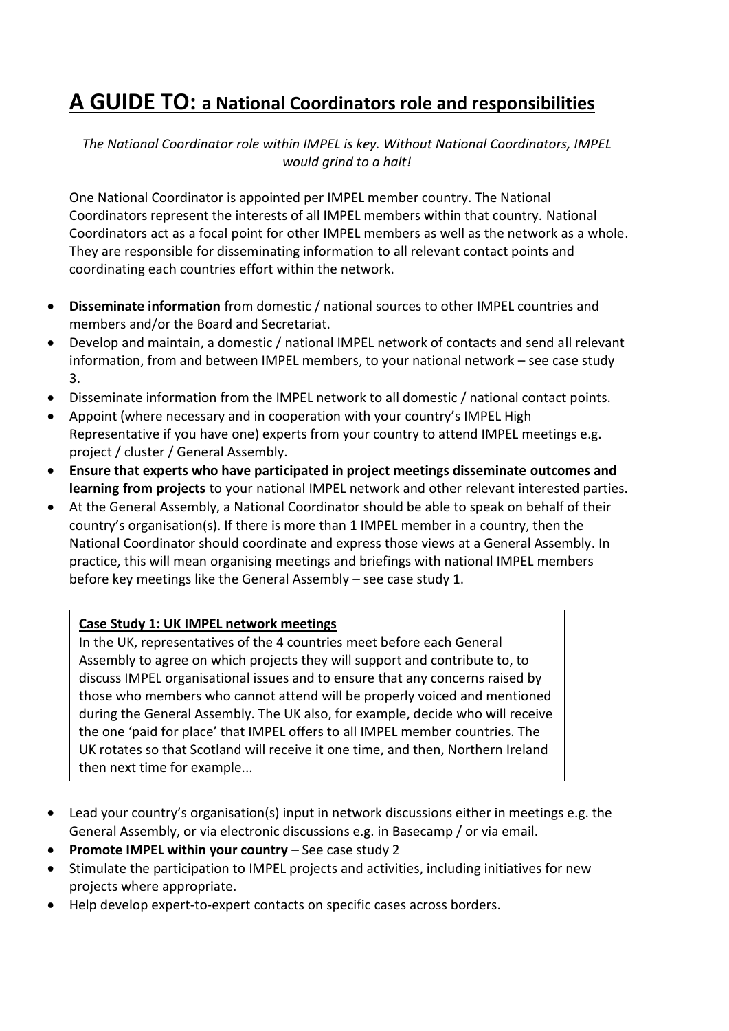# **A GUIDE TO:** a National Coordinators role and responsibilities

*The National Coordinator role within IMPEL is key. Without National Coordinators, IMPEL would grind to a halt!*

One National Coordinator is appointed per IMPEL member country. The National Coordinators represent the interests of all IMPEL members within that country. National Coordinators act as a focal point for other IMPEL members as well as the network as a whole. They are responsible for disseminating information to all relevant contact points and coordinating each countries effort within the network.

- **Disseminate information** from domestic / national sources to other IMPEL countries and members and/or the Board and Secretariat.
- Develop and maintain, a domestic / national IMPEL network of contacts and send all relevant information, from and between IMPEL members, to your national network – see case study 3.
- Disseminate information from the IMPEL network to all domestic / national contact points.
- Appoint (where necessary and in cooperation with your country's IMPEL High Representative if you have one) experts from your country to attend IMPEL meetings e.g. project / cluster / General Assembly.
- **Ensure that experts who have participated in project meetings disseminate outcomes and learning from projects** to your national IMPEL network and other relevant interested parties.
- At the General Assembly, a National Coordinator should be able to speak on behalf of their country's organisation(s). If there is more than 1 IMPEL member in a country, then the National Coordinator should coordinate and express those views at a General Assembly. In practice, this will mean organising meetings and briefings with national IMPEL members before key meetings like the General Assembly – see case study 1.

> **<u>Case Study 1: UK IMPEL network meetings</u>**
> In the UK, representatives of the 4 countries meet before each General Assembly to agree on which projects they will support and contribute to, to discuss IMPEL organisational issues and to ensure that any concerns raised by those who members who cannot attend will be properly voiced and mentioned during the General Assembly. The UK also, for example, decide who will receive the one 'paid for place' that IMPEL offers to all IMPEL member countries. The UK rotates so that Scotland will receive it one time, and then, Northern Ireland then next time for example...

- Lead your country's organisation(s) input in network discussions either in meetings e.g. the General Assembly, or via electronic discussions e.g. in Basecamp / or via email.
- **Promote IMPEL within your country** – See case study 2
- Stimulate the participation to IMPEL projects and activities, including initiatives for new projects where appropriate.
- Help develop expert-to-expert contacts on specific cases across borders.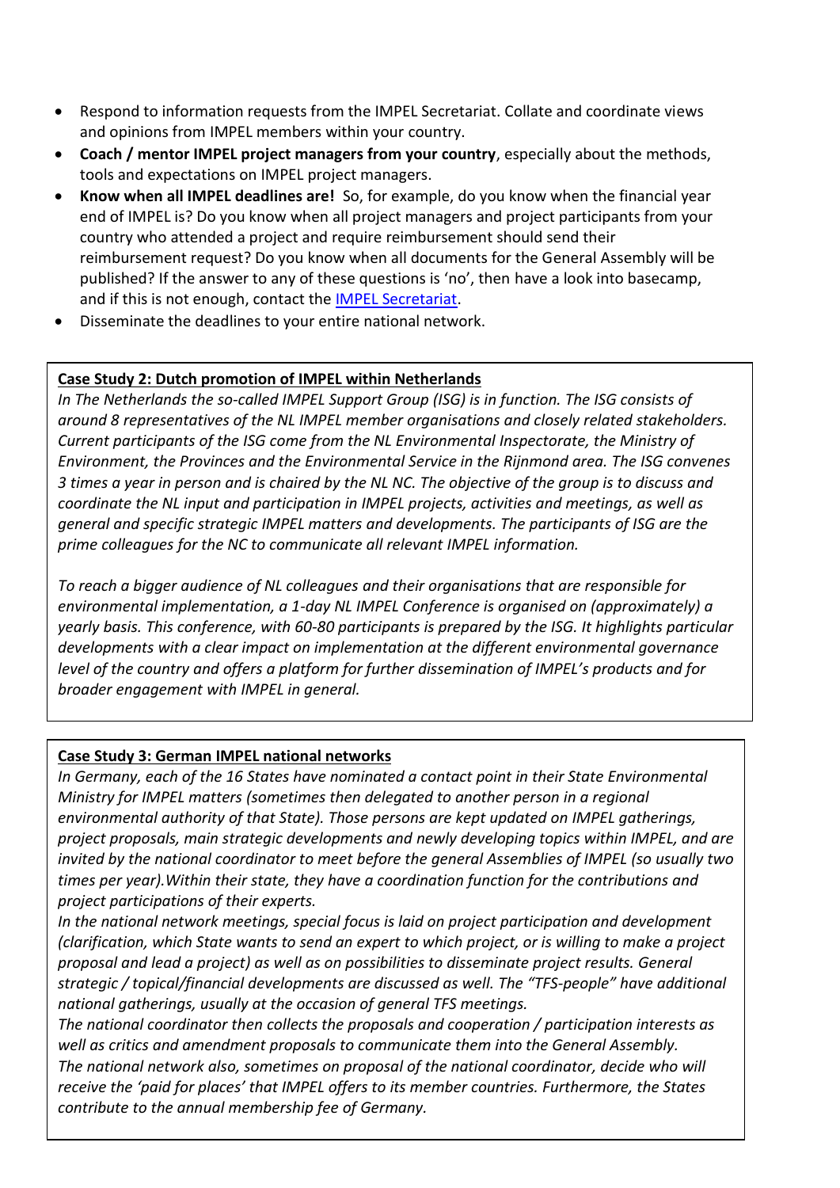- Respond to information requests from the IMPEL Secretariat. Collate and coordinate views and opinions from IMPEL members within your country.
- **Coach / mentor IMPEL project managers from your country**, especially about the methods, tools and expectations on IMPEL project managers.
- **Know when all IMPEL deadlines are!** So, for example, do you know when the financial year end of IMPEL is? Do you know when all project managers and project participants from your country who attended a project and require reimbursement should send their reimbursement request? Do you know when all documents for the General Assembly will be published? If the answer to any of these questions is 'no', then have a look into basecamp, and if this is not enough, contact the IMPEL Secretariat.
- Disseminate the deadlines to your entire national network.

**Case Study 2: Dutch promotion of IMPEL within Netherlands**

*In The Netherlands the so-called IMPEL Support Group (ISG) is in function. The ISG consists of around 8 representatives of the NL IMPEL member organisations and closely related stakeholders. Current participants of the ISG come from the NL Environmental Inspectorate, the Ministry of Environment, the Provinces and the Environmental Service in the Rijnmond area. The ISG convenes 3 times a year in person and is chaired by the NL NC. The objective of the group is to discuss and coordinate the NL input and participation in IMPEL projects, activities and meetings, as well as general and specific strategic IMPEL matters and developments. The participants of ISG are the prime colleagues for the NC to communicate all relevant IMPEL information.*

*To reach a bigger audience of NL colleagues and their organisations that are responsible for environmental implementation, a 1-day NL IMPEL Conference is organised on (approximately) a yearly basis. This conference, with 60-80 participants is prepared by the ISG. It highlights particular developments with a clear impact on implementation at the different environmental governance level of the country and offers a platform for further dissemination of IMPEL's products and for broader engagement with IMPEL in general.*

**Case Study 3: German IMPEL national networks**

*In Germany, each of the 16 States have nominated a contact point in their State Environmental Ministry for IMPEL matters (sometimes then delegated to another person in a regional environmental authority of that State). Those persons are kept updated on IMPEL gatherings, project proposals, main strategic developments and newly developing topics within IMPEL, and are invited by the national coordinator to meet before the general Assemblies of IMPEL (so usually two times per year).Within their state, they have a coordination function for the contributions and project participations of their experts.*

*In the national network meetings, special focus is laid on project participation and development (clarification, which State wants to send an expert to which project, or is willing to make a project proposal and lead a project) as well as on possibilities to disseminate project results. General strategic / topical/financial developments are discussed as well. The "TFS-people" have additional national gatherings, usually at the occasion of general TFS meetings.*

*The national coordinator then collects the proposals and cooperation / participation interests as well as critics and amendment proposals to communicate them into the General Assembly.*

*The national network also, sometimes on proposal of the national coordinator, decide who will receive the 'paid for places' that IMPEL offers to its member countries. Furthermore, the States contribute to the annual membership fee of Germany.*